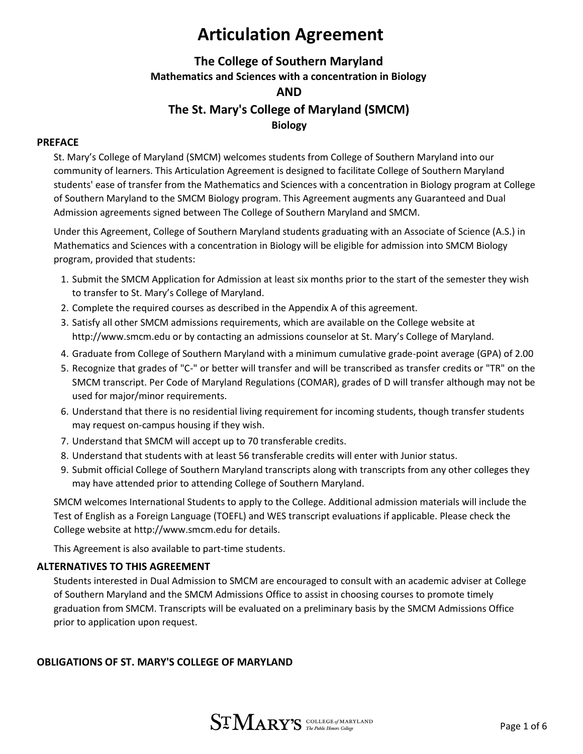# Articulation Agreement

## The College of Southern Maryland

**Mathematics and Sciences with a concentration in Biology**

## AND

## The St. Mary's College of Maryland (SMCM)

**Biology**

### PREFACE

St. Mary's College of Maryland (SMCM) welcomes students from College of Southern Maryland into our community of learners. This Articulation Agreement is designed to facilitate College of Southern Maryland students' ease of transfer from the Mathematics and Sciences with a concentration in Biology program at College of Southern Maryland to the SMCM Biology program. This Agreement augments any Guaranteed and Dual Admission agreements signed between The College of Southern Maryland and SMCM.

Under this Agreement, College of Southern Maryland students graduating with an Associate of Science (A.S.) in Mathematics and Sciences with a concentration in Biology will be eligible for admission into SMCM Biology program, provided that students:

1. Submit the SMCM Application for Admission at least six months prior to the start of the semester they wish to transfer to St. Mary's College of Maryland.
2. Complete the required courses as described in the Appendix A of this agreement.
3. Satisfy all other SMCM admissions requirements, which are available on the College website at http://www.smcm.edu or by contacting an admissions counselor at St. Mary's College of Maryland.
4. Graduate from College of Southern Maryland with a minimum cumulative grade-point average (GPA) of 2.00
5. Recognize that grades of "C-" or better will transfer and will be transcribed as transfer credits or "TR" on the SMCM transcript. Per Code of Maryland Regulations (COMAR), grades of D will transfer although may not be used for major/minor requirements.
6. Understand that there is no residential living requirement for incoming students, though transfer students may request on-campus housing if they wish.
7. Understand that SMCM will accept up to 70 transferable credits.
8. Understand that students with at least 56 transferable credits will enter with Junior status.
9. Submit official College of Southern Maryland transcripts along with transcripts from any other colleges they may have attended prior to attending College of Southern Maryland.

SMCM welcomes International Students to apply to the College. Additional admission materials will include the Test of English as a Foreign Language (TOEFL) and WES transcript evaluations if applicable. Please check the College website at http://www.smcm.edu for details.

This Agreement is also available to part-time students.

### ALTERNATIVES TO THIS AGREEMENT

Students interested in Dual Admission to SMCM are encouraged to consult with an academic adviser at College of Southern Maryland and the SMCM Admissions Office to assist in choosing courses to promote timely graduation from SMCM. Transcripts will be evaluated on a preliminary basis by the SMCM Admissions Office prior to application upon request.

### OBLIGATIONS OF ST. MARY'S COLLEGE OF MARYLAND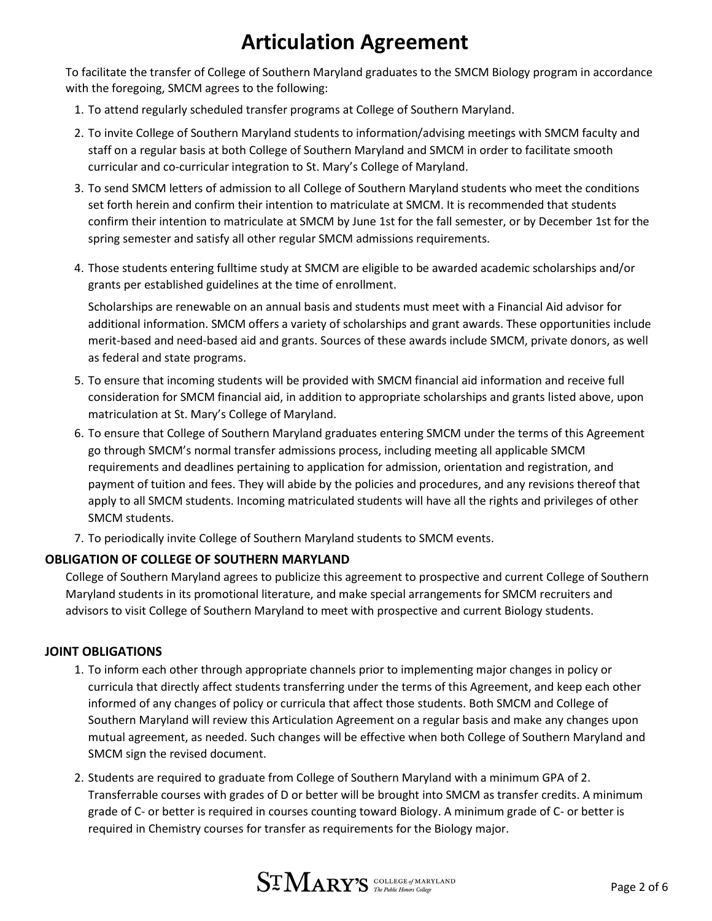# Articulation Agreement

To facilitate the transfer of College of Southern Maryland graduates to the SMCM Biology program in accordance with the foregoing, SMCM agrees to the following:

1. To attend regularly scheduled transfer programs at College of Southern Maryland.
2. To invite College of Southern Maryland students to information/advising meetings with SMCM faculty and staff on a regular basis at both College of Southern Maryland and SMCM in order to facilitate smooth curricular and co-curricular integration to St. Mary's College of Maryland.
3. To send SMCM letters of admission to all College of Southern Maryland students who meet the conditions set forth herein and confirm their intention to matriculate at SMCM. It is recommended that students confirm their intention to matriculate at SMCM by June 1st for the fall semester, or by December 1st for the spring semester and satisfy all other regular SMCM admissions requirements.
4. Those students entering fulltime study at SMCM are eligible to be awarded academic scholarships and/or grants per established guidelines at the time of enrollment.

   Scholarships are renewable on an annual basis and students must meet with a Financial Aid advisor for additional information. SMCM offers a variety of scholarships and grant awards. These opportunities include merit-based and need-based aid and grants. Sources of these awards include SMCM, private donors, as well as federal and state programs.
5. To ensure that incoming students will be provided with SMCM financial aid information and receive full consideration for SMCM financial aid, in addition to appropriate scholarships and grants listed above, upon matriculation at St. Mary's College of Maryland.
6. To ensure that College of Southern Maryland graduates entering SMCM under the terms of this Agreement go through SMCM's normal transfer admissions process, including meeting all applicable SMCM requirements and deadlines pertaining to application for admission, orientation and registration, and payment of tuition and fees. They will abide by the policies and procedures, and any revisions thereof that apply to all SMCM students. Incoming matriculated students will have all the rights and privileges of other SMCM students.
7. To periodically invite College of Southern Maryland students to SMCM events.

## OBLIGATION OF COLLEGE OF SOUTHERN MARYLAND

College of Southern Maryland agrees to publicize this agreement to prospective and current College of Southern Maryland students in its promotional literature, and make special arrangements for SMCM recruiters and advisors to visit College of Southern Maryland to meet with prospective and current Biology students.

## JOINT OBLIGATIONS

1. To inform each other through appropriate channels prior to implementing major changes in policy or curricula that directly affect students transferring under the terms of this Agreement, and keep each other informed of any changes of policy or curricula that affect those students. Both SMCM and College of Southern Maryland will review this Articulation Agreement on a regular basis and make any changes upon mutual agreement, as needed. Such changes will be effective when both College of Southern Maryland and SMCM sign the revised document.
2. Students are required to graduate from College of Southern Maryland with a minimum GPA of 2. Transferrable courses with grades of D or better will be brought into SMCM as transfer credits. A minimum grade of C- or better is required in courses counting toward Biology. A minimum grade of C- or better is required in Chemistry courses for transfer as requirements for the Biology major.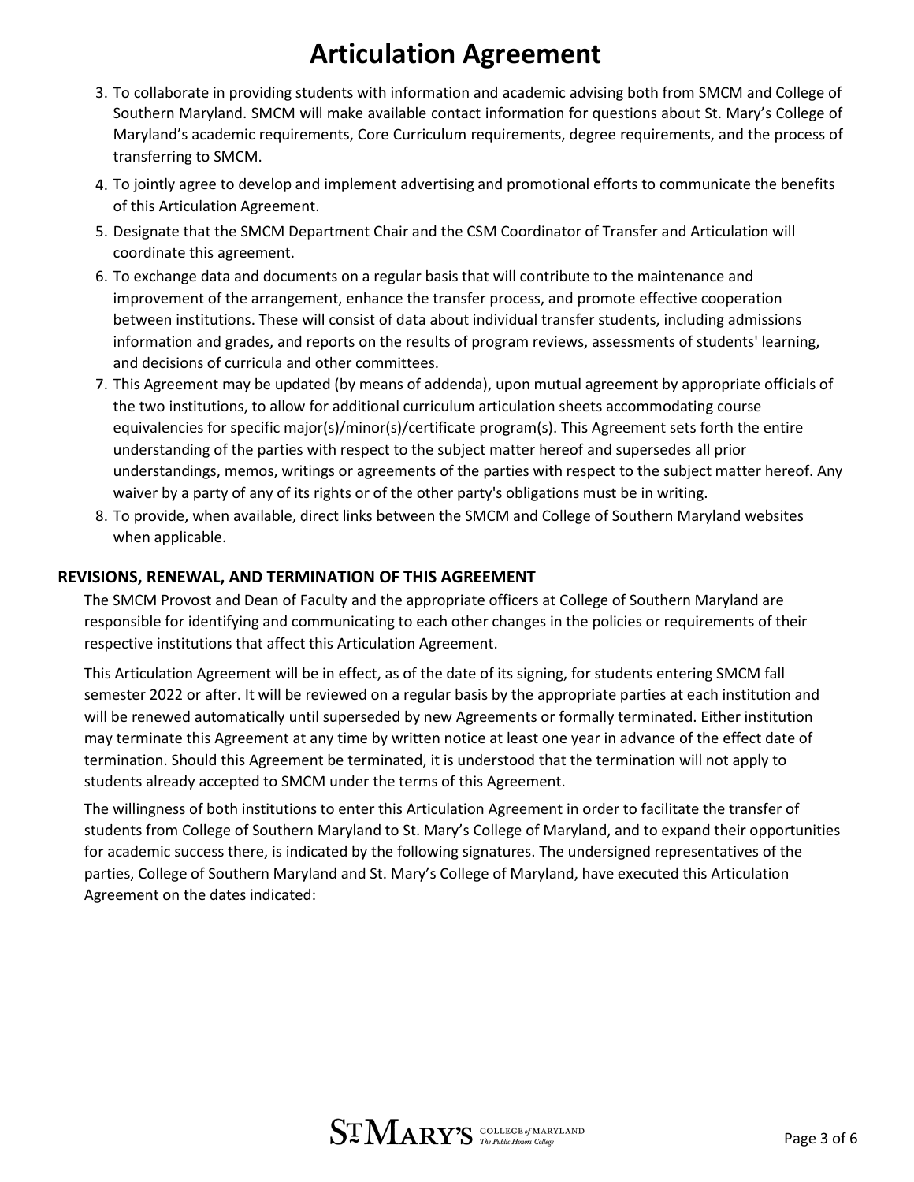# Articulation Agreement

3. To collaborate in providing students with information and academic advising both from SMCM and College of Southern Maryland. SMCM will make available contact information for questions about St. Mary's College of Maryland's academic requirements, Core Curriculum requirements, degree requirements, and the process of transferring to SMCM.
4. To jointly agree to develop and implement advertising and promotional efforts to communicate the benefits of this Articulation Agreement.
5. Designate that the SMCM Department Chair and the CSM Coordinator of Transfer and Articulation will coordinate this agreement.
6. To exchange data and documents on a regular basis that will contribute to the maintenance and improvement of the arrangement, enhance the transfer process, and promote effective cooperation between institutions. These will consist of data about individual transfer students, including admissions information and grades, and reports on the results of program reviews, assessments of students' learning, and decisions of curricula and other committees.
7. This Agreement may be updated (by means of addenda), upon mutual agreement by appropriate officials of the two institutions, to allow for additional curriculum articulation sheets accommodating course equivalencies for specific major(s)/minor(s)/certificate program(s). This Agreement sets forth the entire understanding of the parties with respect to the subject matter hereof and supersedes all prior understandings, memos, writings or agreements of the parties with respect to the subject matter hereof. Any waiver by a party of any of its rights or of the other party's obligations must be in writing.
8. To provide, when available, direct links between the SMCM and College of Southern Maryland websites when applicable.

## REVISIONS, RENEWAL, AND TERMINATION OF THIS AGREEMENT

The SMCM Provost and Dean of Faculty and the appropriate officers at College of Southern Maryland are responsible for identifying and communicating to each other changes in the policies or requirements of their respective institutions that affect this Articulation Agreement.

This Articulation Agreement will be in effect, as of the date of its signing, for students entering SMCM fall semester 2022 or after. It will be reviewed on a regular basis by the appropriate parties at each institution and will be renewed automatically until superseded by new Agreements or formally terminated. Either institution may terminate this Agreement at any time by written notice at least one year in advance of the effect date of termination. Should this Agreement be terminated, it is understood that the termination will not apply to students already accepted to SMCM under the terms of this Agreement.

The willingness of both institutions to enter this Articulation Agreement in order to facilitate the transfer of students from College of Southern Maryland to St. Mary's College of Maryland, and to expand their opportunities for academic success there, is indicated by the following signatures. The undersigned representatives of the parties, College of Southern Maryland and St. Mary's College of Maryland, have executed this Articulation Agreement on the dates indicated: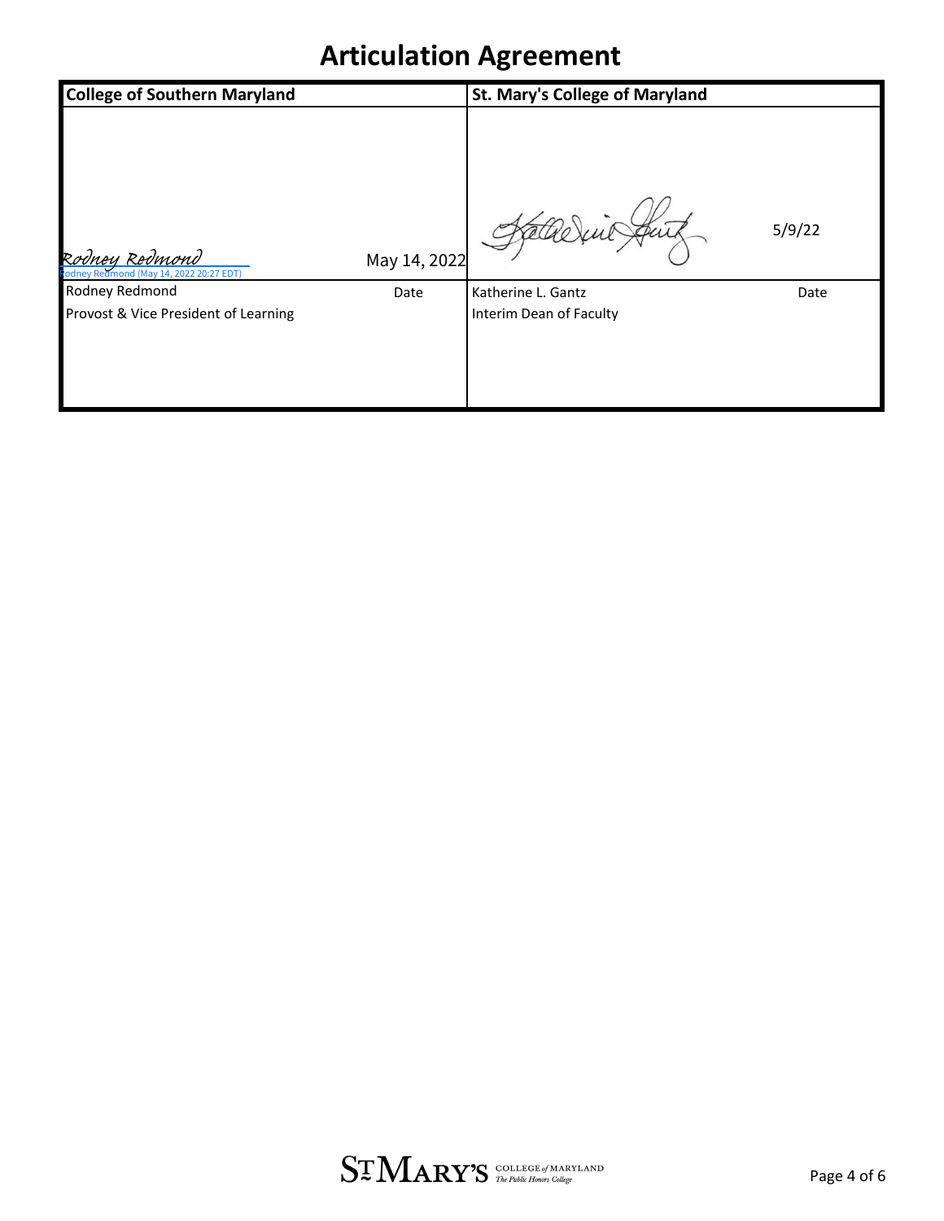# Articulation Agreement

| College of Southern Maryland | | St. Mary's College of Maryland | |
|---|---|---|---|
| Rodney Redmond<br>Rodney Redmond (May 14, 2022 20:27 EDT) | May 14, 2022 | [signature] | 5/9/22 |
| Rodney Redmond | Date | Katherine L. Gantz | Date |
| Provost & Vice President of Learning | | Interim Dean of Faculty | |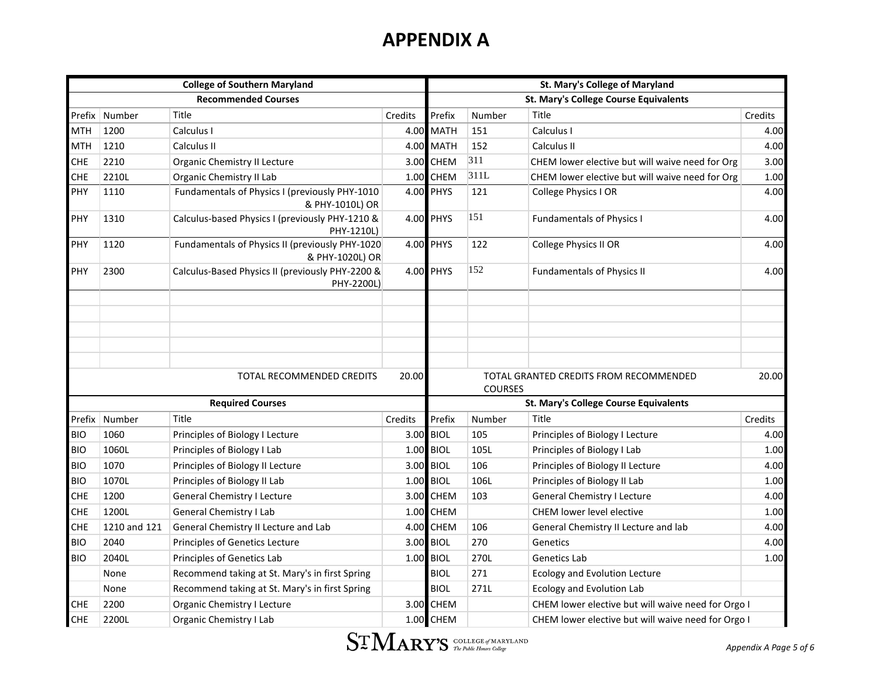# APPENDIX A

| College of Southern Maryland | | | | St. Mary's College of Maryland | | | |
|---|---|---|---|---|---|---|---|
| **Recommended Courses** | | | | **St. Mary's College Course Equivalents** | | | |
| Prefix | Number | Title | Credits | Prefix | Number | Title | Credits |
| MTH | 1200 | Calculus I | 4.00 | MATH | 151 | Calculus I | 4.00 |
| MTH | 1210 | Calculus II | 4.00 | MATH | 152 | Calculus II | 4.00 |
| CHE | 2210 | Organic Chemistry II Lecture | 3.00 | CHEM | 311 | CHEM lower elective but will waive need for Org | 3.00 |
| CHE | 2210L | Organic Chemistry II Lab | 1.00 | CHEM | 311L | CHEM lower elective but will waive need for Org | 1.00 |
| PHY | 1110 | Fundamentals of Physics I (previously PHY-1010 & PHY-1010L) OR | 4.00 | PHYS | 121 | College Physics I OR | 4.00 |
| PHY | 1310 | Calculus-based Physics I (previously PHY-1210 & PHY-1210L) | 4.00 | PHYS | 151 | Fundamentals of Physics I | 4.00 |
| PHY | 1120 | Fundamentals of Physics II (previously PHY-1020 & PHY-1020L) OR | 4.00 | PHYS | 122 | College Physics II OR | 4.00 |
| PHY | 2300 | Calculus-Based Physics II (previously PHY-2200 & PHY-2200L) | 4.00 | PHYS | 152 | Fundamentals of Physics II | 4.00 |
| | | | | | | | |
| | | | | | | | |
| | | | | | | | |
| | | | | | | | |
| | | | | | | | |
| | | TOTAL RECOMMENDED CREDITS | 20.00 | | | TOTAL GRANTED CREDITS FROM RECOMMENDED COURSES | 20.00 |
| **Required Courses** | | | | **St. Mary's College Course Equivalents** | | | |
| Prefix | Number | Title | Credits | Prefix | Number | Title | Credits |
| BIO | 1060 | Principles of Biology I Lecture | 3.00 | BIOL | 105 | Principles of Biology I Lecture | 4.00 |
| BIO | 1060L | Principles of Biology I Lab | 1.00 | BIOL | 105L | Principles of Biology I Lab | 1.00 |
| BIO | 1070 | Principles of Biology II Lecture | 3.00 | BIOL | 106 | Principles of Biology II Lecture | 4.00 |
| BIO | 1070L | Principles of Biology II Lab | 1.00 | BIOL | 106L | Principles of Biology II Lab | 1.00 |
| CHE | 1200 | General Chemistry I Lecture | 3.00 | CHEM | 103 | General Chemistry I Lecture | 4.00 |
| CHE | 1200L | General Chemistry I Lab | 1.00 | CHEM | | CHEM lower level elective | 1.00 |
| CHE | 1210 and 121 | General Chemistry II Lecture and Lab | 4.00 | CHEM | 106 | General Chemistry II Lecture and lab | 4.00 |
| BIO | 2040 | Principles of Genetics Lecture | 3.00 | BIOL | 270 | Genetics | 4.00 |
| BIO | 2040L | Principles of Genetics Lab | 1.00 | BIOL | 270L | Genetics Lab | 1.00 |
| | None | Recommend taking at St. Mary's in first Spring | | BIOL | 271 | Ecology and Evolution Lecture | |
| | None | Recommend taking at St. Mary's in first Spring | | BIOL | 271L | Ecology and Evolution Lab | |
| CHE | 2200 | Organic Chemistry I Lecture | 3.00 | CHEM | | CHEM lower elective but will waive need for Orgo I | |
| CHE | 2200L | Organic Chemistry I Lab | 1.00 | CHEM | | CHEM lower elective but will waive need for Orgo I | |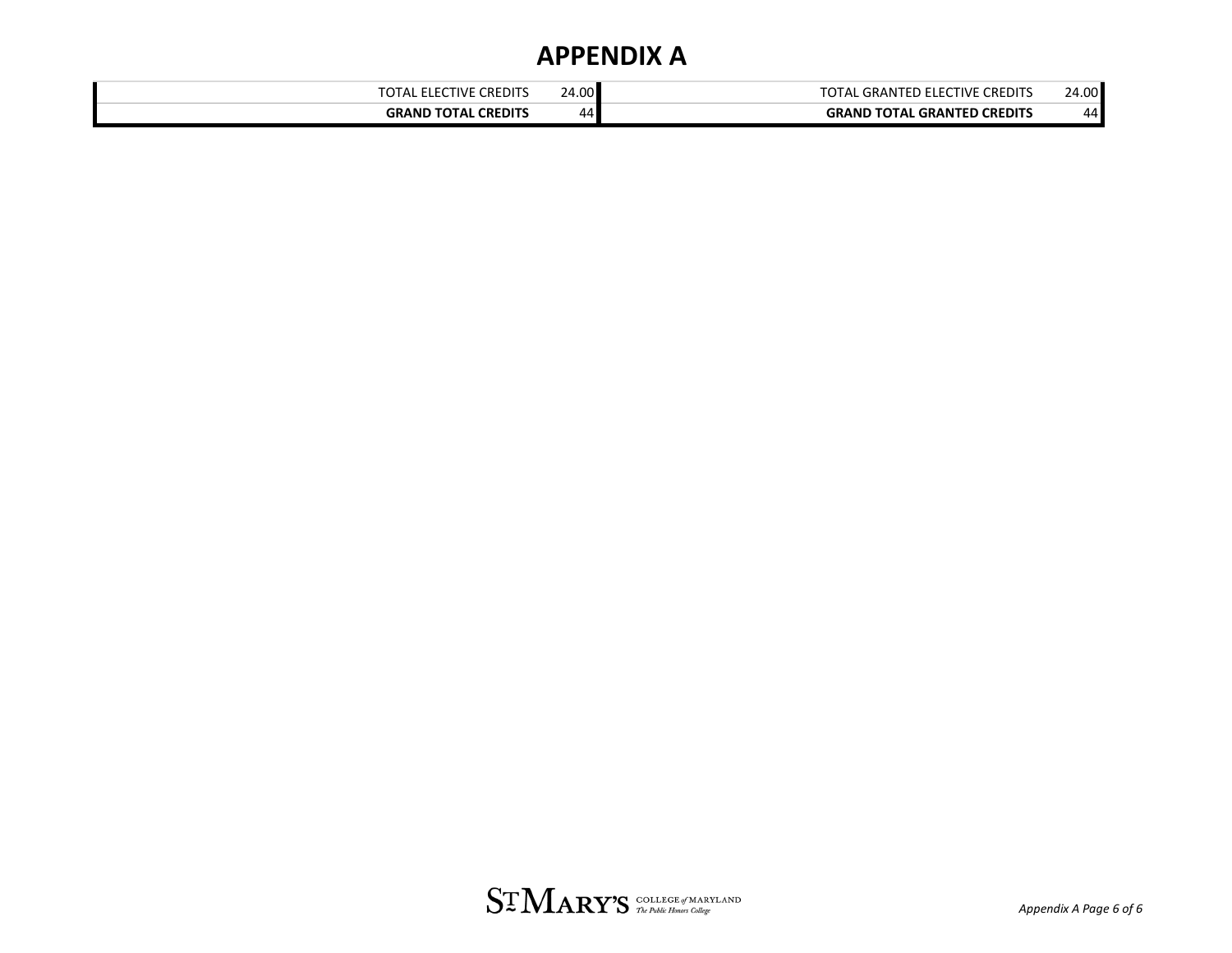# APPENDIX A

| | | | |
|---|---|---|---|
| TOTAL ELECTIVE CREDITS | 24.00 | TOTAL GRANTED ELECTIVE CREDITS | 24.00 |
| **GRAND TOTAL CREDITS** | 44 | **GRAND TOTAL GRANTED CREDITS** | 44 |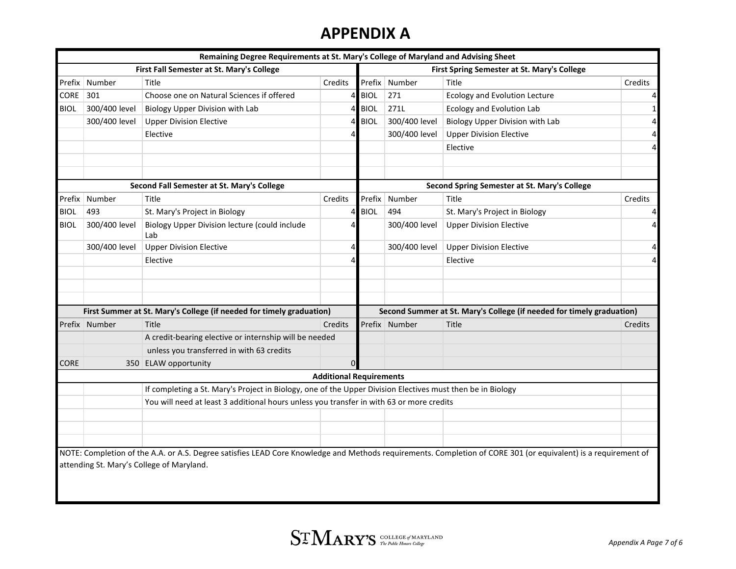# APPENDIX A

| Remaining Degree Requirements at St. Mary's College of Maryland and Advising Sheet | | | | | | | |
|---|---|---|---|---|---|---|---|
| **First Fall Semester at St. Mary's College** | | | | **First Spring Semester at St. Mary's College** | | | |
| Prefix | Number | Title | Credits | Prefix | Number | Title | Credits |
| CORE | 301 | Choose one on Natural Sciences if offered | 4 | BIOL | 271 | Ecology and Evolution Lecture | 4 |
| BIOL | 300/400 level | Biology Upper Division with Lab | 4 | BIOL | 271L | Ecology and Evolution Lab | 1 |
| | 300/400 level | Upper Division Elective | 4 | BIOL | 300/400 level | Biology Upper Division with Lab | 4 |
| | | Elective | 4 | | 300/400 level | Upper Division Elective | 4 |
| | | | | | | Elective | 4 |
| **Second Fall Semester at St. Mary's College** | | | | **Second Spring Semester at St. Mary's College** | | | |
| Prefix | Number | Title | Credits | Prefix | Number | Title | Credits |
| BIOL | 493 | St. Mary's Project in Biology | 4 | BIOL | 494 | St. Mary's Project in Biology | 4 |
| BIOL | 300/400 level | Biology Upper Division lecture (could include Lab | 4 | | 300/400 level | Upper Division Elective | 4 |
| | 300/400 level | Upper Division Elective | 4 | | 300/400 level | Upper Division Elective | 4 |
| | | Elective | 4 | | | Elective | 4 |
| **First Summer at St. Mary's College (if needed for timely graduation)** | | | | **Second Summer at St. Mary's College (if needed for timely graduation)** | | | |
| Prefix | Number | Title | Credits | Prefix | Number | Title | Credits |
| | | A credit-bearing elective or internship will be needed | | | | | |
| | | unless you transferred in with 63 credits | | | | | |
| CORE | 350 | ELAW opportunity | 0 | | | | |
| **Additional Requirements** | | | | | | | |
| | | If completing a St. Mary's Project in Biology, one of the Upper Division Electives must then be in Biology | | | | | |
| | | You will need at least 3 additional hours unless you transfer in with 63 or more credits | | | | | |

NOTE: Completion of the A.A. or A.S. Degree satisfies LEAD Core Knowledge and Methods requirements. Completion of CORE 301 (or equivalent) is a requirement of attending St. Mary's College of Maryland.